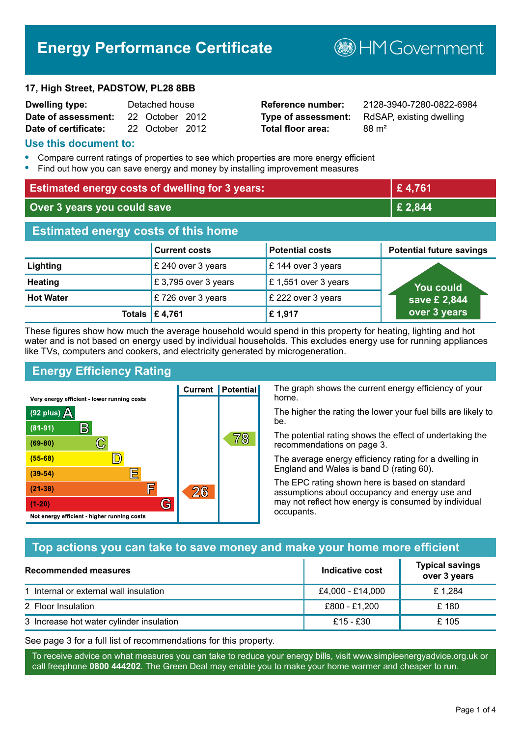# Energy Performance Certificate

HM Government

**17, High Street, PADSTOW, PL28 8BB**

| | | | |
|---|---|---|---|
| **Dwelling type:** | Detached house | **Reference number:** | 2128-3940-7280-0822-6984 |
| **Date of assessment:** | 22 October 2012 | **Type of assessment:** | RdSAP, existing dwelling |
| **Date of certificate:** | 22 October 2012 | **Total floor area:** | 88 m² |

## Use this document to:

- Compare current ratings of properties to see which properties are more energy efficient
- Find out how you can save energy and money by installing improvement measures

| | |
|---|---|
| **Estimated energy costs of dwelling for 3 years:** | **£ 4,761** |
| **Over 3 years you could save** | **£ 2,844** |

## Estimated energy costs of this home

| | Current costs | Potential costs | Potential future savings |
|---|---|---|---|
| **Lighting** | £ 240 over 3 years | £ 144 over 3 years | You could save £ 2,844 over 3 years |
| **Heating** | £ 3,795 over 3 years | £ 1,551 over 3 years | |
| **Hot Water** | £ 726 over 3 years | £ 222 over 3 years | |
| **Totals** | **£ 4,761** | **£ 1,917** | |

These figures show how much the average household would spend in this property for heating, lighting and hot water and is not based on energy used by individual households. This excludes energy use for running appliances like TVs, computers and cookers, and electricity generated by microgeneration.

## Energy Efficiency Rating

| Rating band | Current | Potential |
|---|---|---|
| Very energy efficient - lower running costs | | |
| (92 plus) A | | |
| (81-91) B | | |
| (69-80) C | | 78 |
| (55-68) D | | |
| (39-54) E | | |
| (21-38) F | 26 | |
| (1-20) G | | |
| Not energy efficient - higher running costs | | |

The graph shows the current energy efficiency of your home.

The higher the rating the lower your fuel bills are likely to be.

The potential rating shows the effect of undertaking the recommendations on page 3.

The average energy efficiency rating for a dwelling in England and Wales is band D (rating 60).

The EPC rating shown here is based on standard assumptions about occupancy and energy use and may not reflect how energy is consumed by individual occupants.

## Top actions you can take to save money and make your home more efficient

| Recommended measures | Indicative cost | Typical savings over 3 years |
|---|---|---|
| 1 Internal or external wall insulation | £4,000 - £14,000 | £ 1,284 |
| 2 Floor Insulation | £800 - £1,200 | £ 180 |
| 3 Increase hot water cylinder insulation | £15 - £30 | £ 105 |

See page 3 for a full list of recommendations for this property.

To receive advice on what measures you can take to reduce your energy bills, visit www.simpleenergyadvice.org.uk or call freephone **0800 444202**. The Green Deal may enable you to make your home warmer and cheaper to run.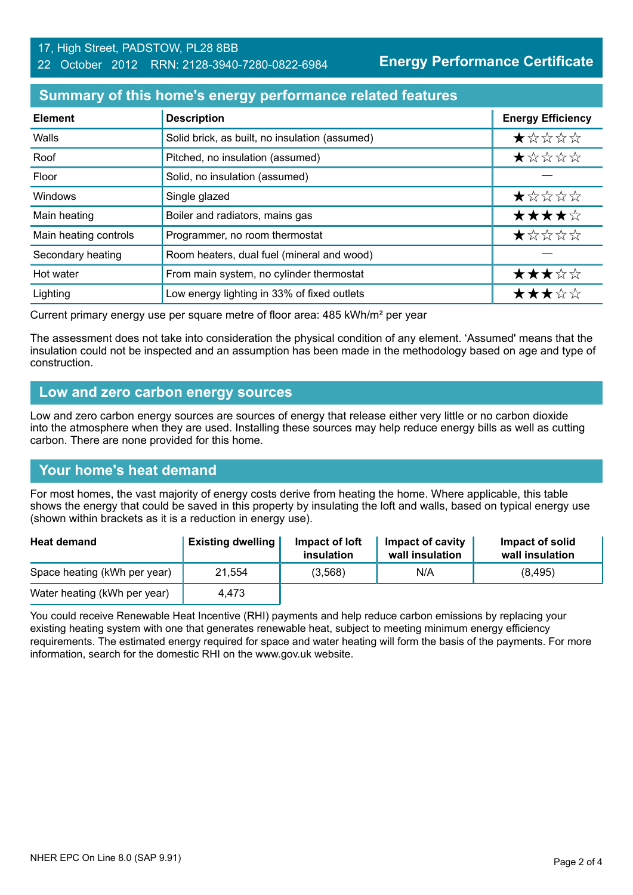17, High Street, PADSTOW, PL28 8BB
22 October 2012 RRN: 2128-3940-7280-0822-6984

**Energy Performance Certificate**

## Summary of this home's energy performance related features

| Element | Description | Energy Efficiency |
|---|---|---|
| Walls | Solid brick, as built, no insulation (assumed) | ★☆☆☆☆ |
| Roof | Pitched, no insulation (assumed) | ★☆☆☆☆ |
| Floor | Solid, no insulation (assumed) | — |
| Windows | Single glazed | ★☆☆☆☆ |
| Main heating | Boiler and radiators, mains gas | ★★★★☆ |
| Main heating controls | Programmer, no room thermostat | ★☆☆☆☆ |
| Secondary heating | Room heaters, dual fuel (mineral and wood) | — |
| Hot water | From main system, no cylinder thermostat | ★★★☆☆ |
| Lighting | Low energy lighting in 33% of fixed outlets | ★★★☆☆ |

Current primary energy use per square metre of floor area: 485 kWh/m² per year

The assessment does not take into consideration the physical condition of any element. 'Assumed' means that the insulation could not be inspected and an assumption has been made in the methodology based on age and type of construction.

## Low and zero carbon energy sources

Low and zero carbon energy sources are sources of energy that release either very little or no carbon dioxide into the atmosphere when they are used. Installing these sources may help reduce energy bills as well as cutting carbon. There are none provided for this home.

## Your home's heat demand

For most homes, the vast majority of energy costs derive from heating the home. Where applicable, this table shows the energy that could be saved in this property by insulating the loft and walls, based on typical energy use (shown within brackets as it is a reduction in energy use).

| Heat demand | Existing dwelling | Impact of loft insulation | Impact of cavity wall insulation | Impact of solid wall insulation |
|---|---|---|---|---|
| Space heating (kWh per year) | 21,554 | (3,568) | N/A | (8,495) |
| Water heating (kWh per year) | 4,473 | | | |

You could receive Renewable Heat Incentive (RHI) payments and help reduce carbon emissions by replacing your existing heating system with one that generates renewable heat, subject to meeting minimum energy efficiency requirements. The estimated energy required for space and water heating will form the basis of the payments. For more information, search for the domestic RHI on the www.gov.uk website.

NHER EPC On Line 8.0 (SAP 9.91)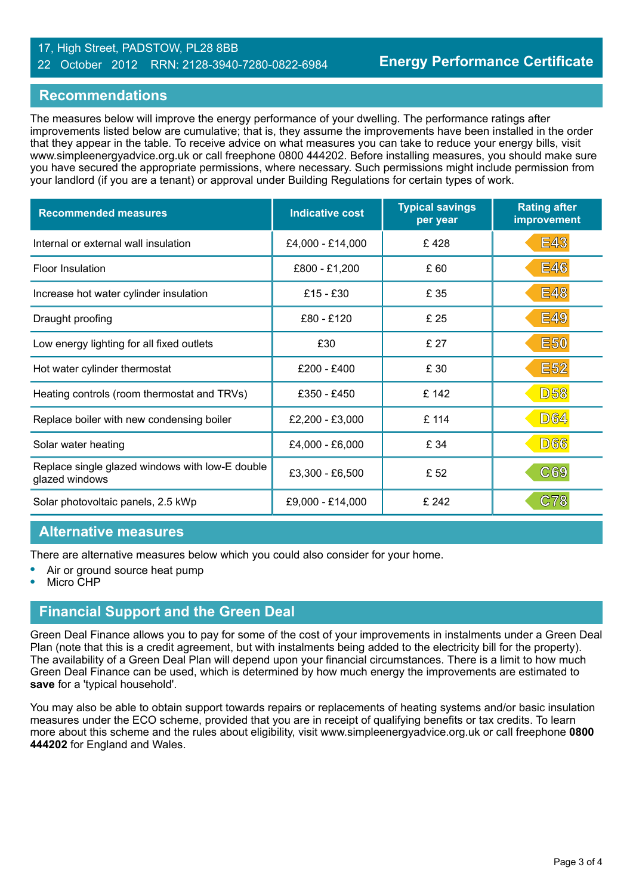17, High Street, PADSTOW, PL28 8BB
22 October 2012 RRN: 2128-3940-7280-0822-6984

**Energy Performance Certificate**

## Recommendations

The measures below will improve the energy performance of your dwelling. The performance ratings after improvements listed below are cumulative; that is, they assume the improvements have been installed in the order that they appear in the table. To receive advice on what measures you can take to reduce your energy bills, visit www.simpleenergyadvice.org.uk or call freephone 0800 444202. Before installing measures, you should make sure you have secured the appropriate permissions, where necessary. Such permissions might include permission from your landlord (if you are a tenant) or approval under Building Regulations for certain types of work.

| Recommended measures | Indicative cost | Typical savings per year | Rating after improvement |
|---|---|---|---|
| Internal or external wall insulation | £4,000 - £14,000 | £ 428 | E43 |
| Floor Insulation | £800 - £1,200 | £ 60 | E46 |
| Increase hot water cylinder insulation | £15 - £30 | £ 35 | E48 |
| Draught proofing | £80 - £120 | £ 25 | E49 |
| Low energy lighting for all fixed outlets | £30 | £ 27 | E50 |
| Hot water cylinder thermostat | £200 - £400 | £ 30 | E52 |
| Heating controls (room thermostat and TRVs) | £350 - £450 | £ 142 | D58 |
| Replace boiler with new condensing boiler | £2,200 - £3,000 | £ 114 | D64 |
| Solar water heating | £4,000 - £6,000 | £ 34 | D66 |
| Replace single glazed windows with low-E double glazed windows | £3,300 - £6,500 | £ 52 | C69 |
| Solar photovoltaic panels, 2.5 kWp | £9,000 - £14,000 | £ 242 | C78 |

## Alternative measures

There are alternative measures below which you could also consider for your home.

- Air or ground source heat pump
- Micro CHP

## Financial Support and the Green Deal

Green Deal Finance allows you to pay for some of the cost of your improvements in instalments under a Green Deal Plan (note that this is a credit agreement, but with instalments being added to the electricity bill for the property). The availability of a Green Deal Plan will depend upon your financial circumstances. There is a limit to how much Green Deal Finance can be used, which is determined by how much energy the improvements are estimated to **save** for a 'typical household'.

You may also be able to obtain support towards repairs or replacements of heating systems and/or basic insulation measures under the ECO scheme, provided that you are in receipt of qualifying benefits or tax credits. To learn more about this scheme and the rules about eligibility, visit www.simpleenergyadvice.org.uk or call freephone **0800 444202** for England and Wales.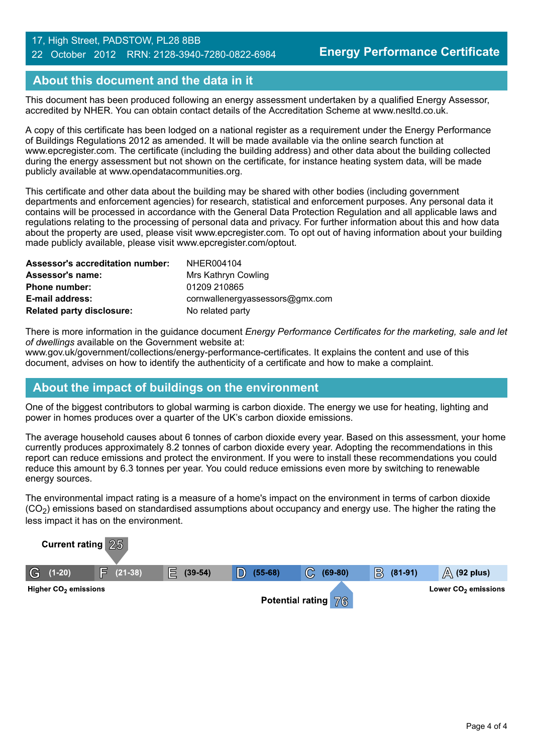17, High Street, PADSTOW, PL28 8BB
22 October 2012 RRN: 2128-3940-7280-0822-6984

**Energy Performance Certificate**

## About this document and the data in it

This document has been produced following an energy assessment undertaken by a qualified Energy Assessor, accredited by NHER. You can obtain contact details of the Accreditation Scheme at www.nesltd.co.uk.

A copy of this certificate has been lodged on a national register as a requirement under the Energy Performance of Buildings Regulations 2012 as amended. It will be made available via the online search function at www.epcregister.com. The certificate (including the building address) and other data about the building collected during the energy assessment but not shown on the certificate, for instance heating system data, will be made publicly available at www.opendatacommunities.org.

This certificate and other data about the building may be shared with other bodies (including government departments and enforcement agencies) for research, statistical and enforcement purposes. Any personal data it contains will be processed in accordance with the General Data Protection Regulation and all applicable laws and regulations relating to the processing of personal data and privacy. For further information about this and how data about the property are used, please visit www.epcregister.com. To opt out of having information about your building made publicly available, please visit www.epcregister.com/optout.

| | |
|---|---|
| **Assessor's accreditation number:** | NHER004104 |
| **Assessor's name:** | Mrs Kathryn Cowling |
| **Phone number:** | 01209 210865 |
| **E-mail address:** | cornwallenergyassessors@gmx.com |
| **Related party disclosure:** | No related party |

There is more information in the guidance document *Energy Performance Certificates for the marketing, sale and let of dwellings* available on the Government website at: www.gov.uk/government/collections/energy-performance-certificates. It explains the content and use of this document, advises on how to identify the authenticity of a certificate and how to make a complaint.

## About the impact of buildings on the environment

One of the biggest contributors to global warming is carbon dioxide. The energy we use for heating, lighting and power in homes produces over a quarter of the UK's carbon dioxide emissions.

The average household causes about 6 tonnes of carbon dioxide every year. Based on this assessment, your home currently produces approximately 8.2 tonnes of carbon dioxide every year. Adopting the recommendations in this report can reduce emissions and protect the environment. If you were to install these recommendations you could reduce this amount by 6.3 tonnes per year. You could reduce emissions even more by switching to renewable energy sources.

The environmental impact rating is a measure of a home's impact on the environment in terms of carbon dioxide ($CO_2$) emissions based on standardised assumptions about occupancy and energy use. The higher the rating the less impact it has on the environment.

Current rating 25

G (1-20)
F (21-38)
E (39-54)
D (55-68)
C (69-80)
B (81-91)
A (92 plus)

Higher $CO_2$ emissions

Lower $CO_2$ emissions

Potential rating 76